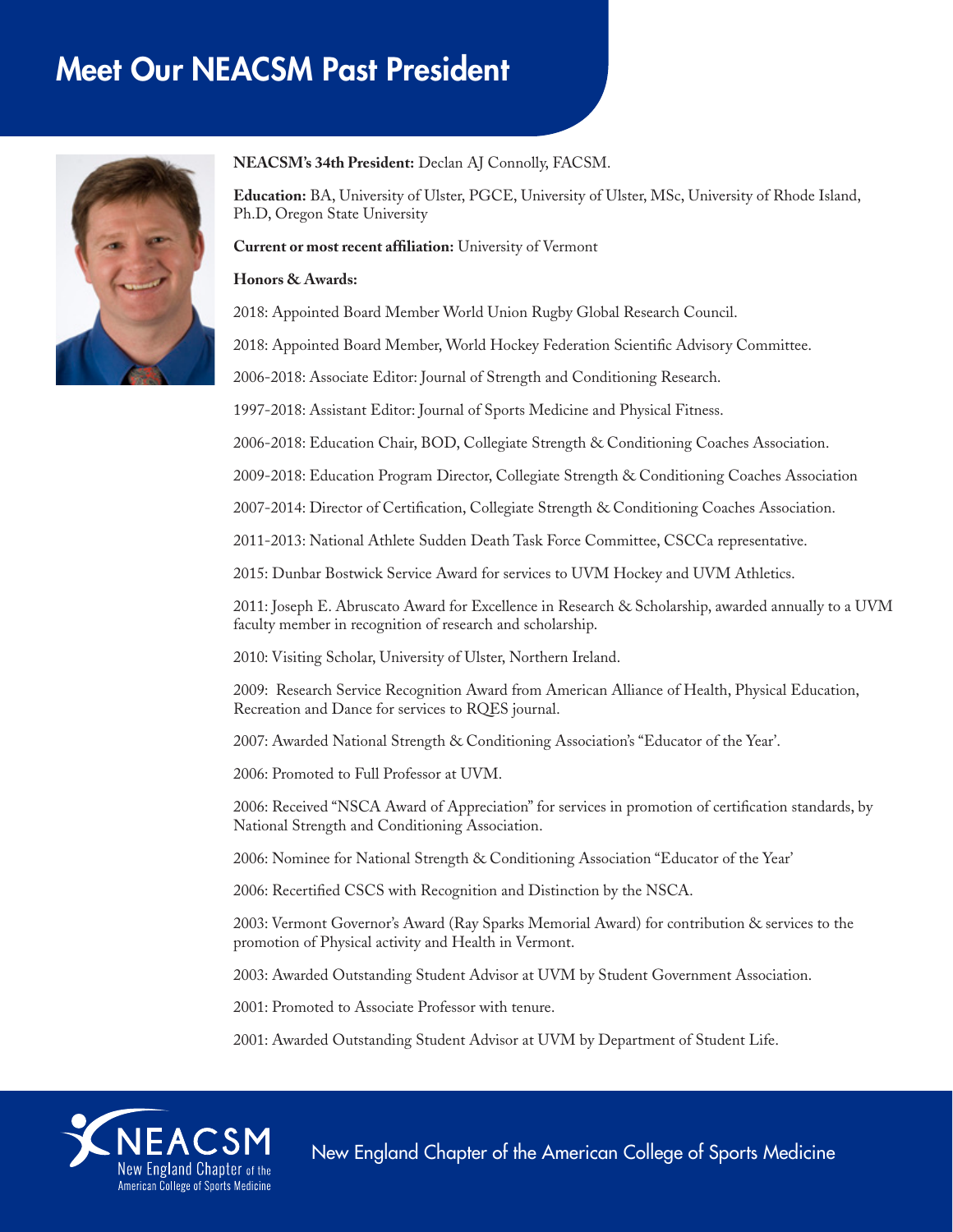# Meet Our NEACSM Past President

**NEACSM's 34th President:** Declan AJ Connolly, FACSM.

**Education:** BA, University of Ulster, PGCE, University of Ulster, MSc, University of Rhode Island, Ph.D, Oregon State University

**Current or most recent affiliation:** University of Vermont

**Honors & Awards:**

2018: Appointed Board Member World Union Rugby Global Research Council.

2018: Appointed Board Member, World Hockey Federation Scientific Advisory Committee.

2006-2018: Associate Editor: Journal of Strength and Conditioning Research.

1997-2018: Assistant Editor: Journal of Sports Medicine and Physical Fitness.

2006-2018: Education Chair, BOD, Collegiate Strength & Conditioning Coaches Association.

2009-2018: Education Program Director, Collegiate Strength & Conditioning Coaches Association

2007-2014: Director of Certification, Collegiate Strength & Conditioning Coaches Association.

2011-2013: National Athlete Sudden Death Task Force Committee, CSCCa representative.

2015: Dunbar Bostwick Service Award for services to UVM Hockey and UVM Athletics.

2011: Joseph E. Abruscato Award for Excellence in Research & Scholarship, awarded annually to a UVM faculty member in recognition of research and scholarship.

2010: Visiting Scholar, University of Ulster, Northern Ireland.

2009: Research Service Recognition Award from American Alliance of Health, Physical Education, Recreation and Dance for services to RQES journal.

2007: Awarded National Strength & Conditioning Association's "Educator of the Year'.

2006: Promoted to Full Professor at UVM.

2006: Received "NSCA Award of Appreciation" for services in promotion of certification standards, by National Strength and Conditioning Association.

2006: Nominee for National Strength & Conditioning Association "Educator of the Year'

2006: Recertified CSCS with Recognition and Distinction by the NSCA.

2003: Vermont Governor's Award (Ray Sparks Memorial Award) for contribution & services to the promotion of Physical activity and Health in Vermont.

2003: Awarded Outstanding Student Advisor at UVM by Student Government Association.

2001: Promoted to Associate Professor with tenure.

2001: Awarded Outstanding Student Advisor at UVM by Department of Student Life.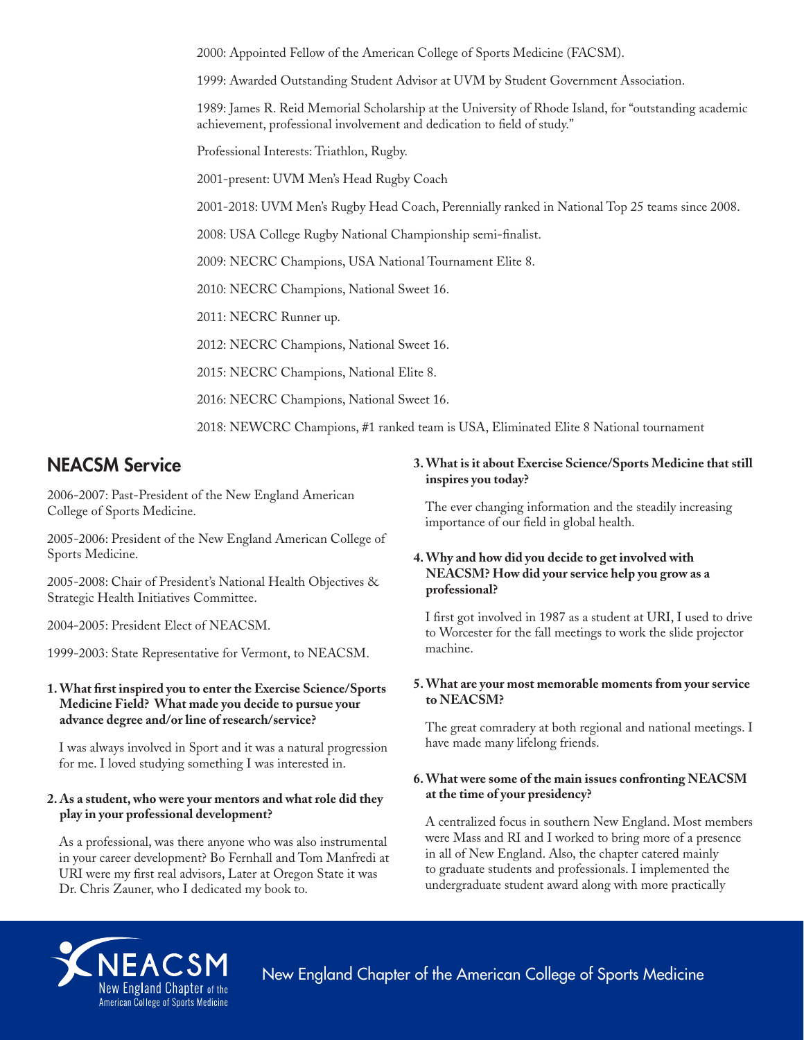2000: Appointed Fellow of the American College of Sports Medicine (FACSM).

1999: Awarded Outstanding Student Advisor at UVM by Student Government Association.

1989: James R. Reid Memorial Scholarship at the University of Rhode Island, for "outstanding academic achievement, professional involvement and dedication to field of study."

Professional Interests: Triathlon, Rugby.

2001-present: UVM Men's Head Rugby Coach

2001-2018: UVM Men's Rugby Head Coach, Perennially ranked in National Top 25 teams since 2008.

2008: USA College Rugby National Championship semi-finalist.

2009: NECRC Champions, USA National Tournament Elite 8.

2010: NECRC Champions, National Sweet 16.

2011: NECRC Runner up.

2012: NECRC Champions, National Sweet 16.

2015: NECRC Champions, National Elite 8.

2016: NECRC Champions, National Sweet 16.

2018: NEWCRC Champions, #1 ranked team is USA, Eliminated Elite 8 National tournament

## NEACSM Service

2006-2007: Past-President of the New England American College of Sports Medicine.

2005-2006: President of the New England American College of Sports Medicine.

2005-2008: Chair of President's National Health Objectives & Strategic Health Initiatives Committee.

2004-2005: President Elect of NEACSM.

1999-2003: State Representative for Vermont, to NEACSM.

**1. What first inspired you to enter the Exercise Science/Sports Medicine Field? What made you decide to pursue your advance degree and/or line of research/service?**

I was always involved in Sport and it was a natural progression for me. I loved studying something I was interested in.

**2. As a student, who were your mentors and what role did they play in your professional development?**

As a professional, was there anyone who was also instrumental in your career development? Bo Fernhall and Tom Manfredi at URI were my first real advisors, Later at Oregon State it was Dr. Chris Zauner, who I dedicated my book to.

**3. What is it about Exercise Science/Sports Medicine that still inspires you today?**

The ever changing information and the steadily increasing importance of our field in global health.

**4. Why and how did you decide to get involved with NEACSM? How did your service help you grow as a professional?**

I first got involved in 1987 as a student at URI, I used to drive to Worcester for the fall meetings to work the slide projector machine.

**5. What are your most memorable moments from your service to NEACSM?**

The great comradery at both regional and national meetings. I have made many lifelong friends.

**6. What were some of the main issues confronting NEACSM at the time of your presidency?**

A centralized focus in southern New England. Most members were Mass and RI and I worked to bring more of a presence in all of New England. Also, the chapter catered mainly to graduate students and professionals. I implemented the undergraduate student award along with more practically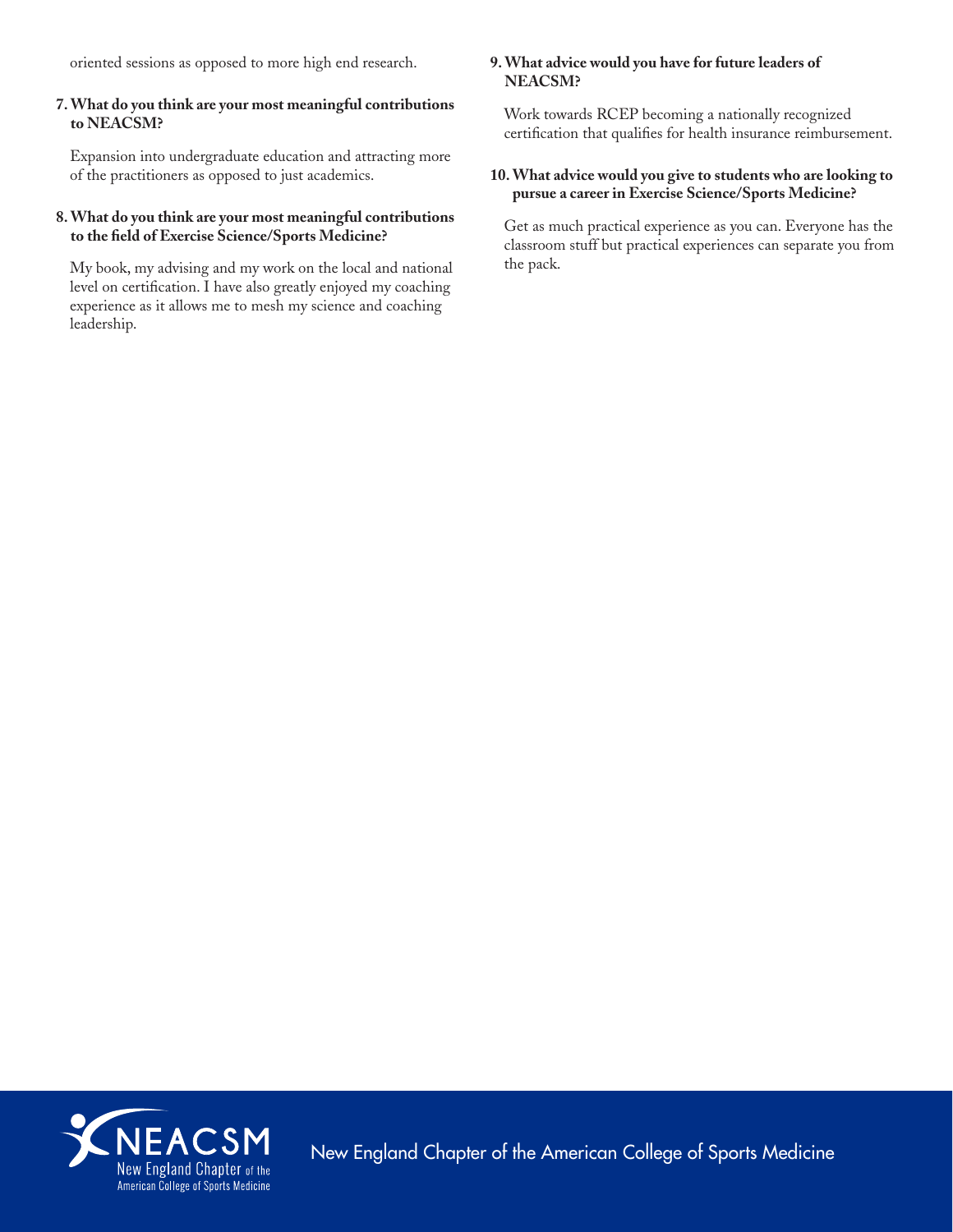oriented sessions as opposed to more high end research.

**7. What do you think are your most meaningful contributions to NEACSM?**

Expansion into undergraduate education and attracting more of the practitioners as opposed to just academics.

**8. What do you think are your most meaningful contributions to the field of Exercise Science/Sports Medicine?**

My book, my advising and my work on the local and national level on certification. I have also greatly enjoyed my coaching experience as it allows me to mesh my science and coaching leadership.

**9. What advice would you have for future leaders of NEACSM?**

Work towards RCEP becoming a nationally recognized certification that qualifies for health insurance reimbursement.

**10. What advice would you give to students who are looking to pursue a career in Exercise Science/Sports Medicine?**

Get as much practical experience as you can. Everyone has the classroom stuff but practical experiences can separate you from the pack.